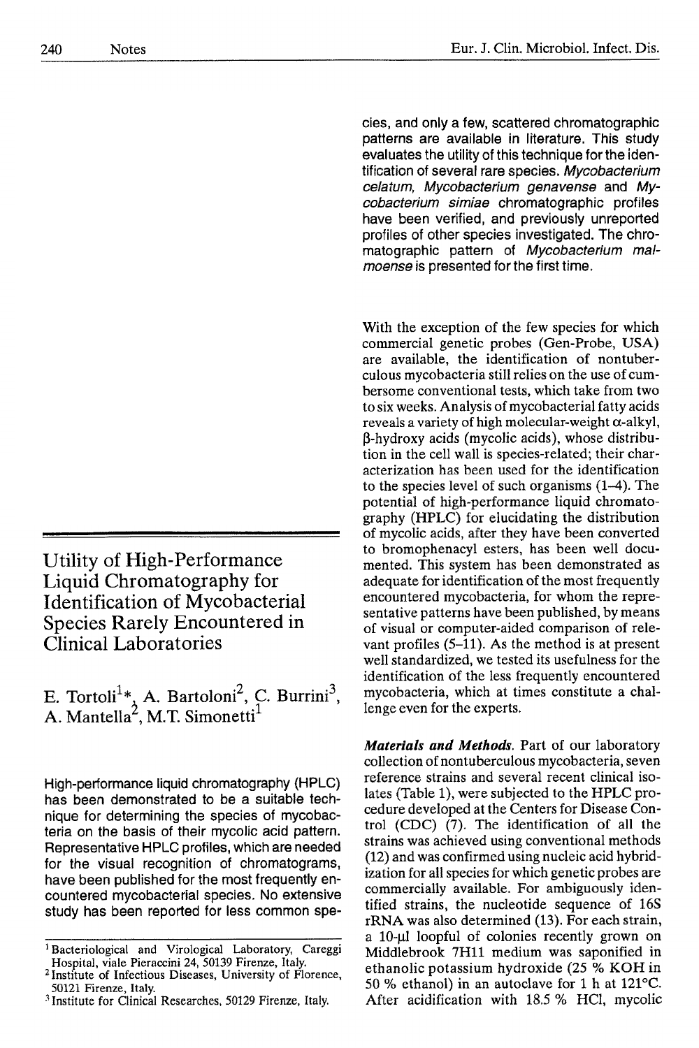# Utility of High-Performance Liquid Chromatography for Identification of Mycobacterial Species Rarely Encountered in Clinical Laboratories

E. Tortoli[1]*, A. Bartoloni[2], C. Burrini[3], A. Mantella[2], M.T. Simonetti[1]

High-performance liquid chromatography (HPLC) has been demonstrated to be a suitable technique for determining the species of mycobacteria on the basis of their mycolic acid pattern. Representative HPLC profiles, which are needed for the visual recognition of chromatograms, have been published for the most frequently encountered mycobacterial species. No extensive study has been reported for less common species, and only a few, scattered chromatographic patterns are available in literature. This study evaluates the utility of this technique for the identification of several rare species. *Mycobacterium celatum*, *Mycobacterium genavense* and *Mycobacterium simiae* chromatographic profiles have been verified, and previously unreported profiles of other species investigated. The chromatographic pattern of *Mycobacterium malmoense* is presented for the first time.

With the exception of the few species for which commercial genetic probes (Gen-Probe, USA) are available, the identification of nontuberculous mycobacteria still relies on the use of cumbersome conventional tests, which take from two to six weeks. Analysis of mycobacterial fatty acids reveals a variety of high molecular-weight $\alpha$-alkyl, $\beta$-hydroxy acids (mycolic acids), whose distribution in the cell wall is species-related; their characterization has been used for the identification to the species level of such organisms (1–4). The potential of high-performance liquid chromatography (HPLC) for elucidating the distribution of mycolic acids, after they have been converted to bromophenacyl esters, has been well documented. This system has been demonstrated as adequate for identification of the most frequently encountered mycobacteria, for whom the representative patterns have been published, by means of visual or computer-aided comparison of relevant profiles (5–11). As the method is at present well standardized, we tested its usefulness for the identification of the less frequently encountered mycobacteria, which at times constitute a challenge even for the experts.

***Materials and Methods.*** Part of our laboratory collection of nontuberculous mycobacteria, seven reference strains and several recent clinical isolates (Table 1), were subjected to the HPLC procedure developed at the Centers for Disease Control (CDC) (7). The identification of all the strains was achieved using conventional methods (12) and was confirmed using nucleic acid hybridization for all species for which genetic probes are commercially available. For ambiguously identified strains, the nucleotide sequence of 16S rRNA was also determined (13). For each strain, a 10-µl loopful of colonies recently grown on Middlebrook 7H11 medium was saponified in ethanolic potassium hydroxide (25 % KOH in 50 % ethanol) in an autoclave for 1 h at 121°C. After acidification with 18.5 % HCl, mycolic

---

[1] Bacteriological and Virological Laboratory, Careggi Hospital, viale Pieraccini 24, 50139 Firenze, Italy.

[2] Institute of Infectious Diseases, University of Florence, 50121 Firenze, Italy.

[3] Institute for Clinical Researches, 50129 Firenze, Italy.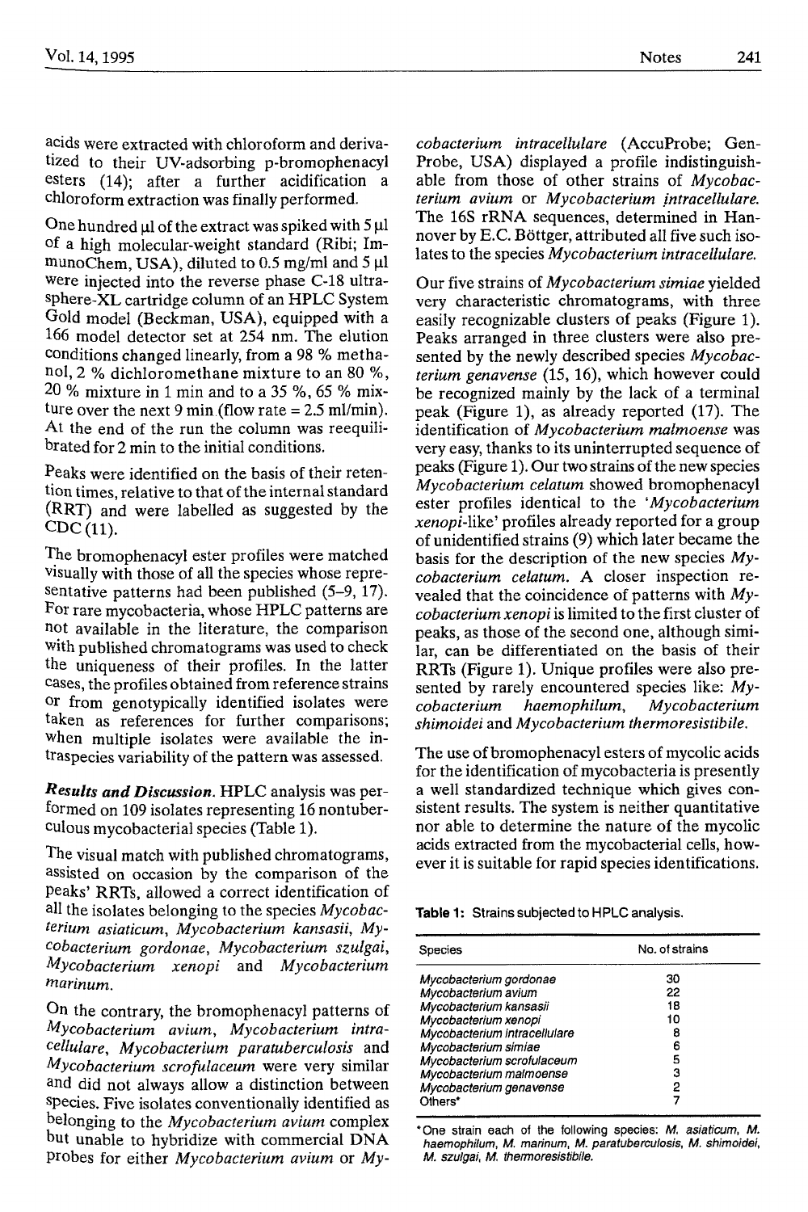acids were extracted with chloroform and derivatized to their UV-adsorbing p-bromophenacyl esters (14); after a further acidification a chloroform extraction was finally performed.

One hundred µl of the extract was spiked with 5 µl of a high molecular-weight standard (Ribi; ImmunoChem, USA), diluted to 0.5 mg/ml and 5 µl were injected into the reverse phase C-18 ultrasphere-XL cartridge column of an HPLC System Gold model (Beckman, USA), equipped with a 166 model detector set at 254 nm. The elution conditions changed linearly, from a 98 % methanol, 2 % dichloromethane mixture to an 80 %, 20 % mixture in 1 min and to a 35 %, 65 % mixture over the next 9 min (flow rate = 2.5 ml/min). At the end of the run the column was reequilibrated for 2 min to the initial conditions.

Peaks were identified on the basis of their retention times, relative to that of the internal standard (RRT) and were labelled as suggested by the CDC (11).

The bromophenacyl ester profiles were matched visually with those of all the species whose representative patterns had been published (5–9, 17). For rare mycobacteria, whose HPLC patterns are not available in the literature, the comparison with published chromatograms was used to check the uniqueness of their profiles. In the latter cases, the profiles obtained from reference strains or from genotypically identified isolates were taken as references for further comparisons; when multiple isolates were available the intraspecies variability of the pattern was assessed.

***Results and Discussion.*** HPLC analysis was performed on 109 isolates representing 16 nontuberculous mycobacterial species (Table 1).

The visual match with published chromatograms, assisted on occasion by the comparison of the peaks' RRTs, allowed a correct identification of all the isolates belonging to the species *Mycobacterium asiaticum*, *Mycobacterium kansasii*, *Mycobacterium gordonae*, *Mycobacterium szulgai*, *Mycobacterium xenopi* and *Mycobacterium marinum*.

On the contrary, the bromophenacyl patterns of *Mycobacterium avium*, *Mycobacterium intracellulare*, *Mycobacterium paratuberculosis* and *Mycobacterium scrofulaceum* were very similar and did not always allow a distinction between species. Five isolates conventionally identified as belonging to the *Mycobacterium avium* complex but unable to hybridize with commercial DNA probes for either *Mycobacterium avium* or *Mycobacterium intracellulare* (AccuProbe; Gen-Probe, USA) displayed a profile indistinguishable from those of other strains of *Mycobacterium avium* or *Mycobacterium intracellulare.* The 16S rRNA sequences, determined in Hannover by E.C. Böttger, attributed all five such isolates to the species *Mycobacterium intracellulare.*

Our five strains of *Mycobacterium simiae* yielded very characteristic chromatograms, with three easily recognizable clusters of peaks (Figure 1). Peaks arranged in three clusters were also presented by the newly described species *Mycobacterium genavense* (15, 16), which however could be recognized mainly by the lack of a terminal peak (Figure 1), as already reported (17). The identification of *Mycobacterium malmoense* was very easy, thanks to its uninterrupted sequence of peaks (Figure 1). Our two strains of the new species *Mycobacterium celatum* showed bromophenacyl ester profiles identical to the '*Mycobacterium xenopi*-like' profiles already reported for a group of unidentified strains (9) which later became the basis for the description of the new species *Mycobacterium celatum.* A closer inspection revealed that the coincidence of patterns with *Mycobacterium xenopi* is limited to the first cluster of peaks, as those of the second one, although similar, can be differentiated on the basis of their RRTs (Figure 1). Unique profiles were also presented by rarely encountered species like: *Mycobacterium haemophilum*, *Mycobacterium shimoidei* and *Mycobacterium thermoresistibile.*

The use of bromophenacyl esters of mycolic acids for the identification of mycobacteria is presently a well standardized technique which gives consistent results. The system is neither quantitative nor able to determine the nature of the mycolic acids extracted from the mycobacterial cells, however it is suitable for rapid species identifications.

**Table 1:** Strains subjected to HPLC analysis.

| Species | No. of strains |
|---|---|
| *Mycobacterium gordonae* | 30 |
| *Mycobacterium avium* | 22 |
| *Mycobacterium kansasii* | 18 |
| *Mycobacterium xenopi* | 10 |
| *Mycobacterium intracellulare* | 8 |
| *Mycobacterium simiae* | 6 |
| *Mycobacterium scrofulaceum* | 5 |
| *Mycobacterium malmoense* | 3 |
| *Mycobacterium genavense* | 2 |
| Others* | 7 |

*One strain each of the following species: *M. asiaticum*, *M. haemophilum*, *M. marinum*, *M. paratuberculosis*, *M. shimoidei*, *M. szulgai*, *M. thermoresistibile*.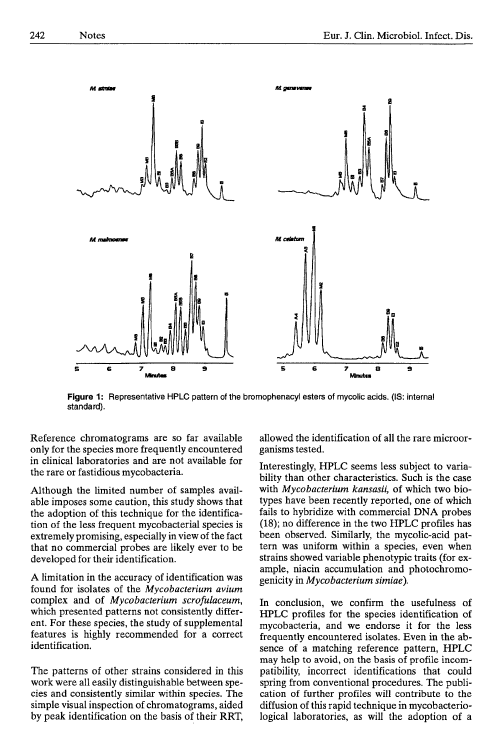Figure 1: Representative HPLC pattern of the bromophenacyl esters of mycolic acids. (IS: internal standard).

Reference chromatograms are so far available only for the species more frequently encountered in clinical laboratories and are not available for the rare or fastidious mycobacteria.

Although the limited number of samples available imposes some caution, this study shows that the adoption of this technique for the identification of the less frequent mycobacterial species is extremely promising, especially in view of the fact that no commercial probes are likely ever to be developed for their identification.

A limitation in the accuracy of identification was found for isolates of the *Mycobacterium avium* complex and of *Mycobacterium scrofulaceum*, which presented patterns not consistently different. For these species, the study of supplemental features is highly recommended for a correct identification.

The patterns of other strains considered in this work were all easily distinguishable between species and consistently similar within species. The simple visual inspection of chromatograms, aided by peak identification on the basis of their RRT, allowed the identification of all the rare microorganisms tested.

Interestingly, HPLC seems less subject to variability than other characteristics. Such is the case with *Mycobacterium kansasii*, of which two biotypes have been recently reported, one of which fails to hybridize with commercial DNA probes (18); no difference in the two HPLC profiles has been observed. Similarly, the mycolic-acid pattern was uniform within a species, even when strains showed variable phenotypic traits (for example, niacin accumulation and photochromogenicity in *Mycobacterium simiae*).

In conclusion, we confirm the usefulness of HPLC profiles for the species identification of mycobacteria, and we endorse it for the less frequently encountered isolates. Even in the absence of a matching reference pattern, HPLC may help to avoid, on the basis of profile incompatibility, incorrect identifications that could spring from conventional procedures. The publication of further profiles will contribute to the diffusion of this rapid technique in mycobacteriological laboratories, as will the adoption of a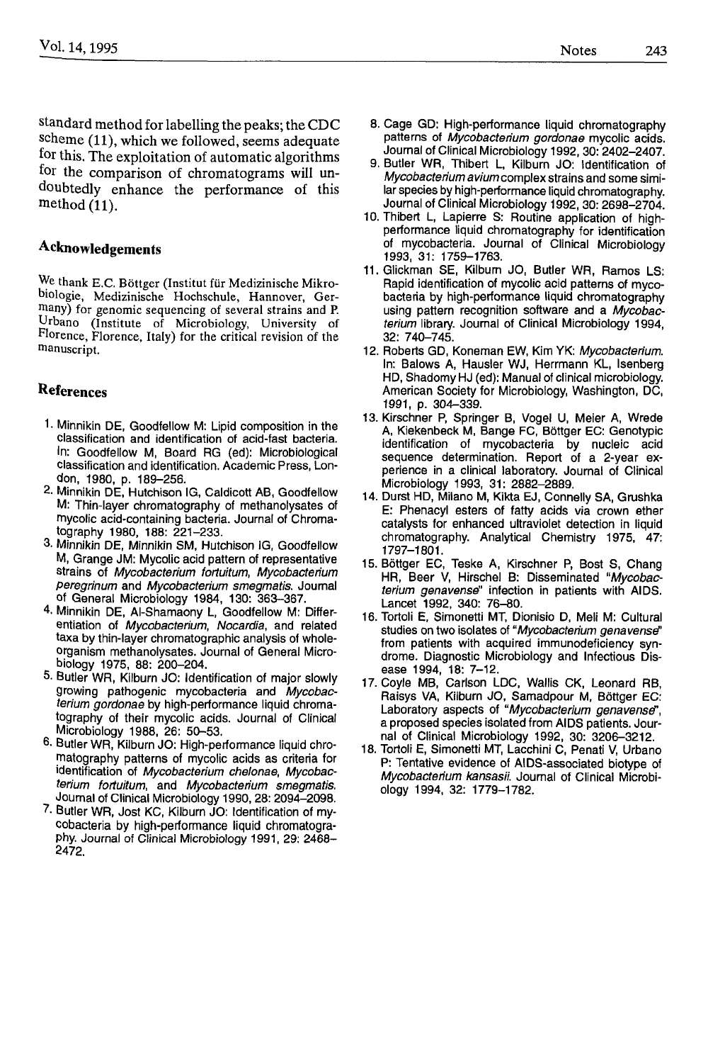standard method for labelling the peaks; the CDC scheme (11), which we followed, seems adequate for this. The exploitation of automatic algorithms for the comparison of chromatograms will undoubtedly enhance the performance of this method (11).

## Acknowledgements

We thank E.C. Böttger (Institut für Medizinische Mikrobiologie, Medizinische Hochschule, Hannover, Germany) for genomic sequencing of several strains and P. Urbano (Institute of Microbiology, University of Florence, Florence, Italy) for the critical revision of the manuscript.

## References

1. Minnikin DE, Goodfellow M: Lipid composition in the classification and identification of acid-fast bacteria. In: Goodfellow M, Board RG (ed): Microbiological classification and identification. Academic Press, London, 1980, p. 189–256.
2. Minnikin DE, Hutchison IG, Caldicott AB, Goodfellow M: Thin-layer chromatography of methanolysates of mycolic acid-containing bacteria. Journal of Chromatography 1980, 188: 221–233.
3. Minnikin DE, Minnikin SM, Hutchison IG, Goodfellow M, Grange JM: Mycolic acid pattern of representative strains of *Mycobacterium fortuitum*, *Mycobacterium peregrinum* and *Mycobacterium smegmatis*. Journal of General Microbiology 1984, 130: 363–367.
4. Minnikin DE, Al-Shamaony L, Goodfellow M: Differentiation of *Mycobacterium*, *Nocardia*, and related taxa by thin-layer chromatographic analysis of whole-organism methanolysates. Journal of General Microbiology 1975, 88: 200–204.
5. Butler WR, Kilburn JO: Identification of major slowly growing pathogenic mycobacteria and *Mycobacterium gordonae* by high-performance liquid chromatography of their mycolic acids. Journal of Clinical Microbiology 1988, 26: 50–53.
6. Butler WR, Kilburn JO: High-performance liquid chromatography patterns of mycolic acids as criteria for identification of *Mycobacterium chelonae*, *Mycobacterium fortuitum*, and *Mycobacterium smegmatis*. Journal of Clinical Microbiology 1990, 28: 2094–2098.
7. Butler WR, Jost KC, Kilburn JO: Identification of mycobacteria by high-performance liquid chromatography. Journal of Clinical Microbiology 1991, 29: 2468–2472.
8. Cage GD: High-performance liquid chromatography patterns of *Mycobacterium gordonae* mycolic acids. Journal of Clinical Microbiology 1992, 30: 2402–2407.
9. Butler WR, Thibert L, Kilburn JO: Identification of *Mycobacterium avium* complex strains and some similar species by high-performance liquid chromatography. Journal of Clinical Microbiology 1992, 30: 2698–2704.
10. Thibert L, Lapierre S: Routine application of high-performance liquid chromatography for identification of mycobacteria. Journal of Clinical Microbiology 1993, 31: 1759–1763.
11. Glickman SE, Kilburn JO, Butler WR, Ramos LS: Rapid identification of mycolic acid patterns of mycobacteria by high-performance liquid chromatography using pattern recognition software and a *Mycobacterium* library. Journal of Clinical Microbiology 1994, 32: 740–745.
12. Roberts GD, Koneman EW, Kim YK: *Mycobacterium*. In: Balows A, Hausler WJ, Herrmann KL, Isenberg HD, Shadomy HJ (ed): Manual of clinical microbiology. American Society for Microbiology, Washington, DC, 1991, p. 304–339.
13. Kirschner P, Springer B, Vogel U, Meier A, Wrede A, Kiekenbeck M, Bange FC, Böttger EC: Genotypic identification of mycobacteria by nucleic acid sequence determination. Report of a 2-year experience in a clinical laboratory. Journal of Clinical Microbiology 1993, 31: 2882–2889.
14. Durst HD, Milano M, Kikta EJ, Connelly SA, Grushka E: Phenacyl esters of fatty acids via crown ether catalysts for enhanced ultraviolet detection in liquid chromatography. Analytical Chemistry 1975, 47: 1797–1801.
15. Böttger EC, Teske A, Kirschner P, Bost S, Chang HR, Beer V, Hirschel B: Disseminated "*Mycobacterium genavense*" infection in patients with AIDS. Lancet 1992, 340: 76–80.
16. Tortoli E, Simonetti MT, Dionisio D, Meli M: Cultural studies on two isolates of "*Mycobacterium genavense*" from patients with acquired immunodeficiency syndrome. Diagnostic Microbiology and Infectious Disease 1994, 18: 7–12.
17. Coyle MB, Carlson LDC, Wallis CK, Leonard RB, Raisys VA, Kilburn JO, Samadpour M, Böttger EC: Laboratory aspects of "*Mycobacterium genavense*", a proposed species isolated from AIDS patients. Journal of Clinical Microbiology 1992, 30: 3206–3212.
18. Tortoli E, Simonetti MT, Lacchini C, Penati V, Urbano P: Tentative evidence of AIDS-associated biotype of *Mycobacterium kansasii*. Journal of Clinical Microbiology 1994, 32: 1779–1782.